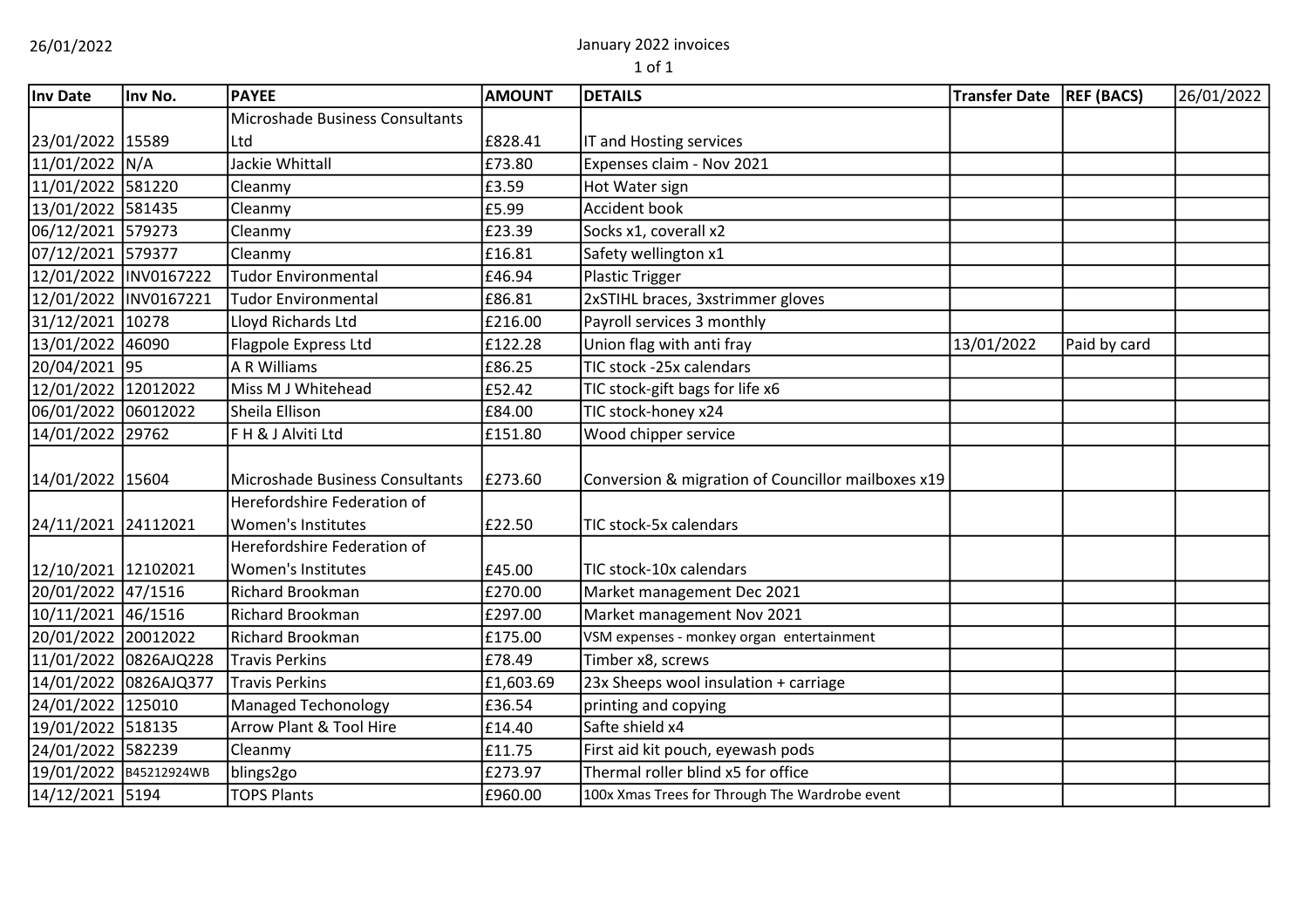26/01/2022

January 2022 invoices

| Inv Date | Inv No. | PAYEE | AMOUNT | DETAILS | Transfer Date | REF (BACS) | 26/01/2022 |
|---|---|---|---|---|---|---|---|
| 23/01/2022 | 15589 | Microshade Business Consultants Ltd | £828.41 | IT and Hosting services | | | |
| 11/01/2022 | N/A | Jackie Whittall | £73.80 | Expenses claim - Nov 2021 | | | |
| 11/01/2022 | 581220 | Cleanmy | £3.59 | Hot Water sign | | | |
| 13/01/2022 | 581435 | Cleanmy | £5.99 | Accident book | | | |
| 06/12/2021 | 579273 | Cleanmy | £23.39 | Socks x1, coverall x2 | | | |
| 07/12/2021 | 579377 | Cleanmy | £16.81 | Safety wellington x1 | | | |
| 12/01/2022 | INV0167222 | Tudor Environmental | £46.94 | Plastic Trigger | | | |
| 12/01/2022 | INV0167221 | Tudor Environmental | £86.81 | 2xSTIHL braces, 3xstrimmer gloves | | | |
| 31/12/2021 | 10278 | Lloyd Richards Ltd | £216.00 | Payroll services 3 monthly | | | |
| 13/01/2022 | 46090 | Flagpole Express Ltd | £122.28 | Union flag with anti fray | 13/01/2022 | Paid by card | |
| 20/04/2021 | 95 | A R Williams | £86.25 | TIC stock -25x calendars | | | |
| 12/01/2022 | 12012022 | Miss M J Whitehead | £52.42 | TIC stock-gift bags for life x6 | | | |
| 06/01/2022 | 06012022 | Sheila Ellison | £84.00 | TIC stock-honey x24 | | | |
| 14/01/2022 | 29762 | F H & J Alviti Ltd | £151.80 | Wood chipper service | | | |
| 14/01/2022 | 15604 | Microshade Business Consultants | £273.60 | Conversion & migration of Councillor mailboxes x19 | | | |
| 24/11/2021 | 24112021 | Herefordshire Federation of Women's Institutes | £22.50 | TIC stock-5x calendars | | | |
| 12/10/2021 | 12102021 | Herefordshire Federation of Women's Institutes | £45.00 | TIC stock-10x calendars | | | |
| 20/01/2022 | 47/1516 | Richard Brookman | £270.00 | Market management Dec 2021 | | | |
| 10/11/2021 | 46/1516 | Richard Brookman | £297.00 | Market management Nov 2021 | | | |
| 20/01/2022 | 20012022 | Richard Brookman | £175.00 | VSM expenses - monkey organ entertainment | | | |
| 11/01/2022 | 0826AJQ228 | Travis Perkins | £78.49 | Timber x8, screws | | | |
| 14/01/2022 | 0826AJQ377 | Travis Perkins | £1,603.69 | 23x Sheeps wool insulation + carriage | | | |
| 24/01/2022 | 125010 | Managed Techonology | £36.54 | printing and copying | | | |
| 19/01/2022 | 518135 | Arrow Plant & Tool Hire | £14.40 | Safte shield x4 | | | |
| 24/01/2022 | 582239 | Cleanmy | £11.75 | First aid kit pouch, eyewash pods | | | |
| 19/01/2022 | B45212924WB | blings2go | £273.97 | Thermal roller blind x5 for office | | | |
| 14/12/2021 | 5194 | TOPS Plants | £960.00 | 100x Xmas Trees for Through The Wardrobe event | | | |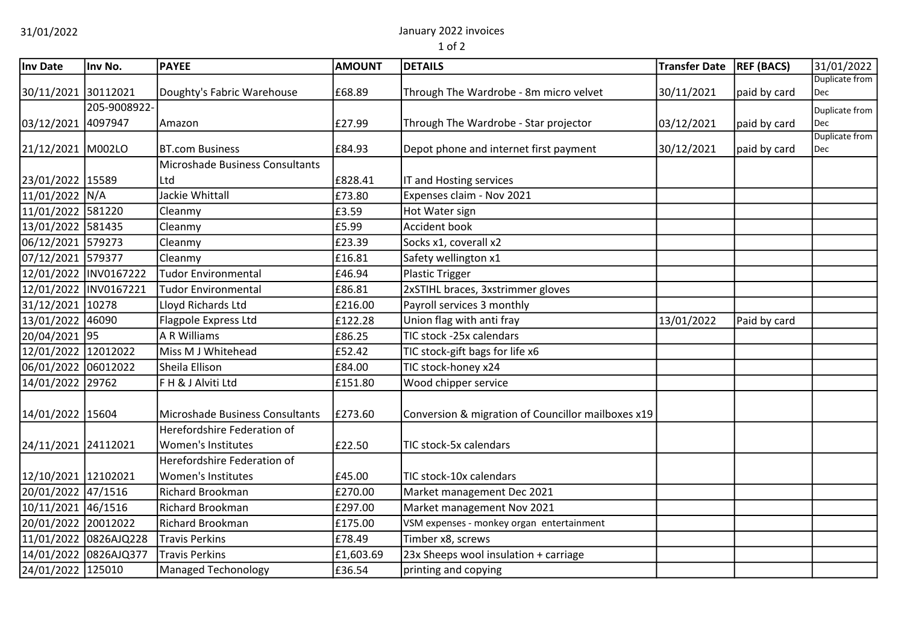31/01/2022

January 2022 invoices

| Inv Date | Inv No. | PAYEE | AMOUNT | DETAILS | Transfer Date | REF (BACS) | 31/01/2022 |
|---|---|---|---|---|---|---|---|
| 30/11/2021 | 30112021 | Doughty's Fabric Warehouse | £68.89 | Through The Wardrobe - 8m micro velvet | 30/11/2021 | paid by card | Duplicate from Dec |
| 03/12/2021 | 205-9008922-4097947 | Amazon | £27.99 | Through The Wardrobe - Star projector | 03/12/2021 | paid by card | Duplicate from Dec |
| 21/12/2021 | M002LO | BT.com Business | £84.93 | Depot phone and internet first payment | 30/12/2021 | paid by card | Duplicate from Dec |
| 23/01/2022 | 15589 | Microshade Business Consultants Ltd | £828.41 | IT and Hosting services | | | |
| 11/01/2022 | N/A | Jackie Whittall | £73.80 | Expenses claim - Nov 2021 | | | |
| 11/01/2022 | 581220 | Cleanmy | £3.59 | Hot Water sign | | | |
| 13/01/2022 | 581435 | Cleanmy | £5.99 | Accident book | | | |
| 06/12/2021 | 579273 | Cleanmy | £23.39 | Socks x1, coverall x2 | | | |
| 07/12/2021 | 579377 | Cleanmy | £16.81 | Safety wellington x1 | | | |
| 12/01/2022 | INV0167222 | Tudor Environmental | £46.94 | Plastic Trigger | | | |
| 12/01/2022 | INV0167221 | Tudor Environmental | £86.81 | 2xSTIHL braces, 3xstrimmer gloves | | | |
| 31/12/2021 | 10278 | Lloyd Richards Ltd | £216.00 | Payroll services 3 monthly | | | |
| 13/01/2022 | 46090 | Flagpole Express Ltd | £122.28 | Union flag with anti fray | 13/01/2022 | Paid by card | |
| 20/04/2021 | 95 | A R Williams | £86.25 | TIC stock -25x calendars | | | |
| 12/01/2022 | 12012022 | Miss M J Whitehead | £52.42 | TIC stock-gift bags for life x6 | | | |
| 06/01/2022 | 06012022 | Sheila Ellison | £84.00 | TIC stock-honey x24 | | | |
| 14/01/2022 | 29762 | F H & J Alviti Ltd | £151.80 | Wood chipper service | | | |
| 14/01/2022 | 15604 | Microshade Business Consultants | £273.60 | Conversion & migration of Councillor mailboxes x19 | | | |
| 24/11/2021 | 24112021 | Herefordshire Federation of Women's Institutes | £22.50 | TIC stock-5x calendars | | | |
| 12/10/2021 | 12102021 | Herefordshire Federation of Women's Institutes | £45.00 | TIC stock-10x calendars | | | |
| 20/01/2022 | 47/1516 | Richard Brookman | £270.00 | Market management Dec 2021 | | | |
| 10/11/2021 | 46/1516 | Richard Brookman | £297.00 | Market management Nov 2021 | | | |
| 20/01/2022 | 20012022 | Richard Brookman | £175.00 | VSM expenses - monkey organ entertainment | | | |
| 11/01/2022 | 0826AJQ228 | Travis Perkins | £78.49 | Timber x8, screws | | | |
| 14/01/2022 | 0826AJQ377 | Travis Perkins | £1,603.69 | 23x Sheeps wool insulation + carriage | | | |
| 24/01/2022 | 125010 | Managed Techonology | £36.54 | printing and copying | | | |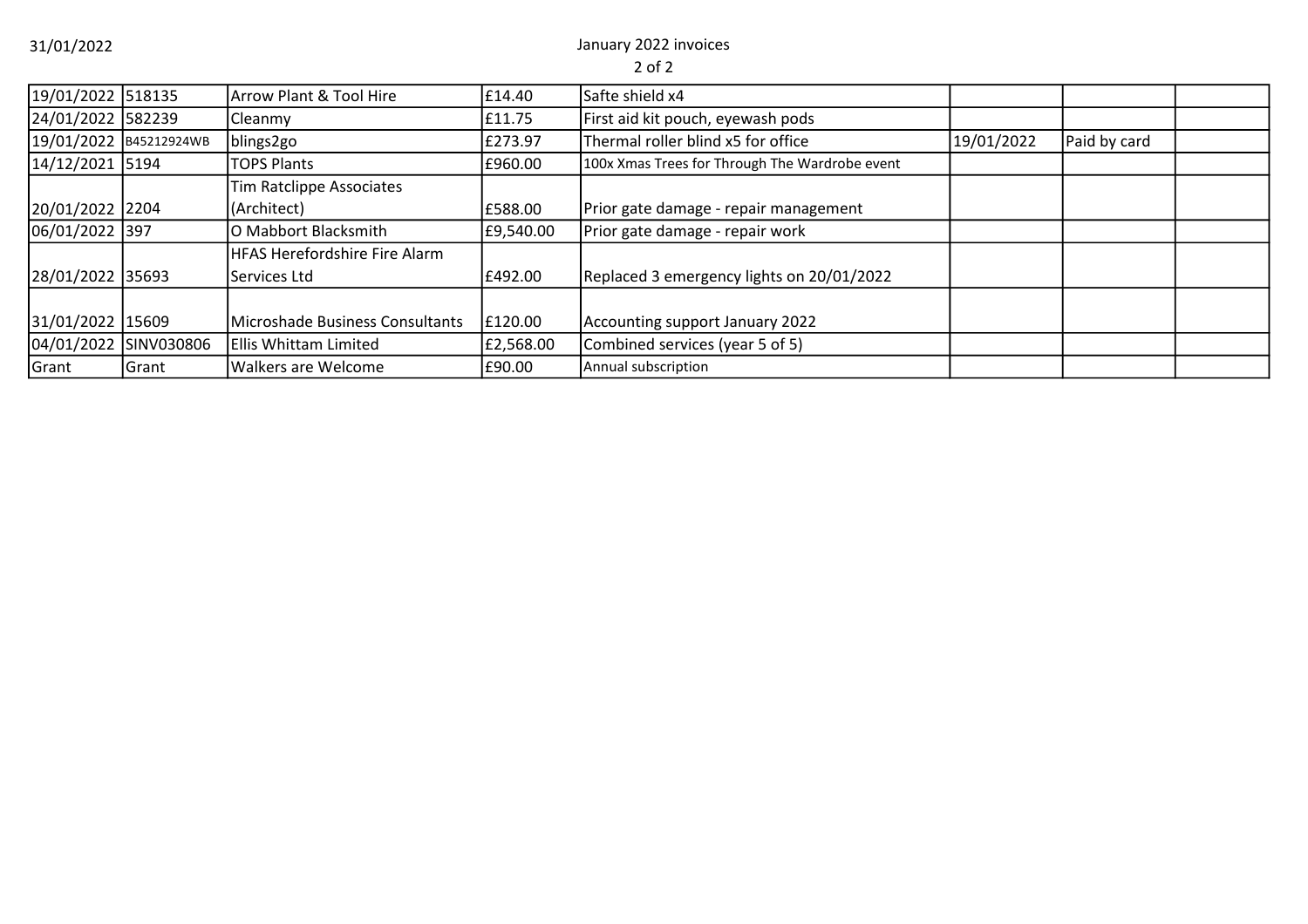January 2022 invoices

| | | | | | | | |
|---|---|---|---|---|---|---|---|
| 19/01/2022 | 518135 | Arrow Plant & Tool Hire | £14.40 | Safte shield x4 | | | |
| 24/01/2022 | 582239 | Cleanmy | £11.75 | First aid kit pouch, eyewash pods | | | |
| 19/01/2022 | B45212924WB | blings2go | £273.97 | Thermal roller blind x5 for office | 19/01/2022 | Paid by card | |
| 14/12/2021 | 5194 | TOPS Plants | £960.00 | 100x Xmas Trees for Through The Wardrobe event | | | |
| 20/01/2022 | 2204 | Tim Ratclippe Associates (Architect) | £588.00 | Prior gate damage - repair management | | | |
| 06/01/2022 | 397 | O Mabbort Blacksmith | £9,540.00 | Prior gate damage - repair work | | | |
| 28/01/2022 | 35693 | HFAS Herefordshire Fire Alarm Services Ltd | £492.00 | Replaced 3 emergency lights on 20/01/2022 | | | |
| 31/01/2022 | 15609 | Microshade Business Consultants | £120.00 | Accounting support January 2022 | | | |
| 04/01/2022 | SINV030806 | Ellis Whittam Limited | £2,568.00 | Combined services (year 5 of 5) | | | |
| Grant | Grant | Walkers are Welcome | £90.00 | Annual subscription | | | |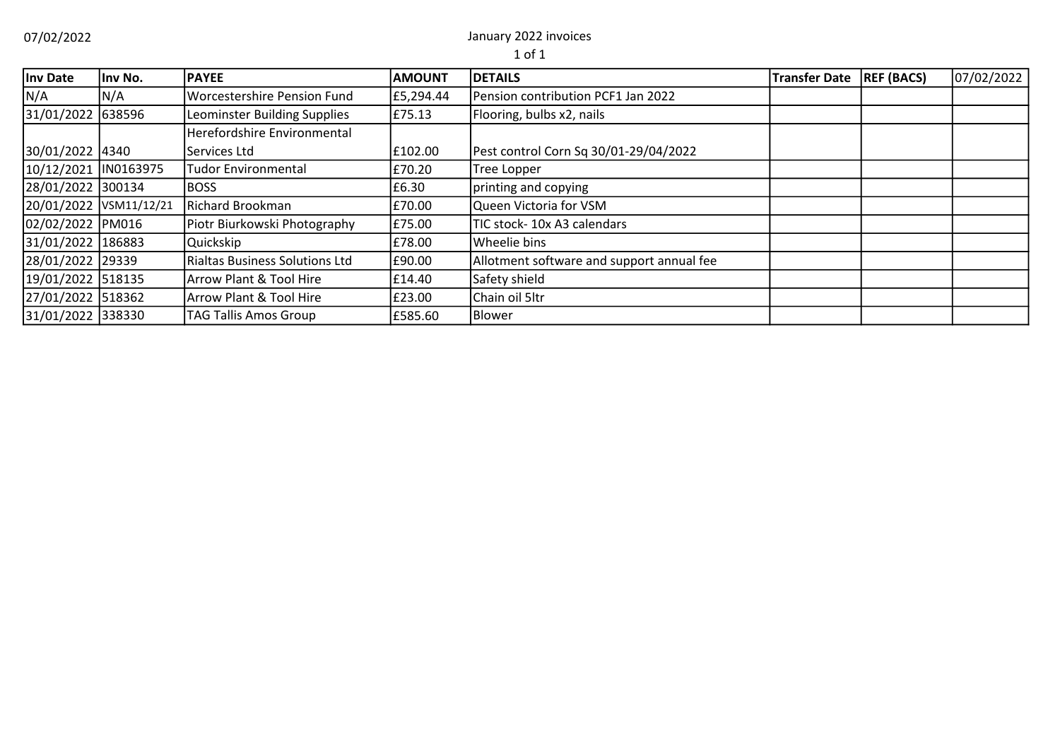07/02/2022

January 2022 invoices

| Inv Date | Inv No. | PAYEE | AMOUNT | DETAILS | Transfer Date | REF (BACS) | 07/02/2022 |
|---|---|---|---|---|---|---|---|
| N/A | N/A | Worcestershire Pension Fund | £5,294.44 | Pension contribution PCF1 Jan 2022 | | | |
| 31/01/2022 | 638596 | Leominster Building Supplies | £75.13 | Flooring, bulbs x2, nails | | | |
| 30/01/2022 | 4340 | Herefordshire Environmental Services Ltd | £102.00 | Pest control Corn Sq 30/01-29/04/2022 | | | |
| 10/12/2021 | IN0163975 | Tudor Environmental | £70.20 | Tree Lopper | | | |
| 28/01/2022 | 300134 | BOSS | £6.30 | printing and copying | | | |
| 20/01/2022 | VSM11/12/21 | Richard Brookman | £70.00 | Queen Victoria for VSM | | | |
| 02/02/2022 | PM016 | Piotr Biurkowski Photography | £75.00 | TIC stock- 10x A3 calendars | | | |
| 31/01/2022 | 186883 | Quickskip | £78.00 | Wheelie bins | | | |
| 28/01/2022 | 29339 | Rialtas Business Solutions Ltd | £90.00 | Allotment software and support annual fee | | | |
| 19/01/2022 | 518135 | Arrow Plant & Tool Hire | £14.40 | Safety shield | | | |
| 27/01/2022 | 518362 | Arrow Plant & Tool Hire | £23.00 | Chain oil 5ltr | | | |
| 31/01/2022 | 338330 | TAG Tallis Amos Group | £585.60 | Blower | | | |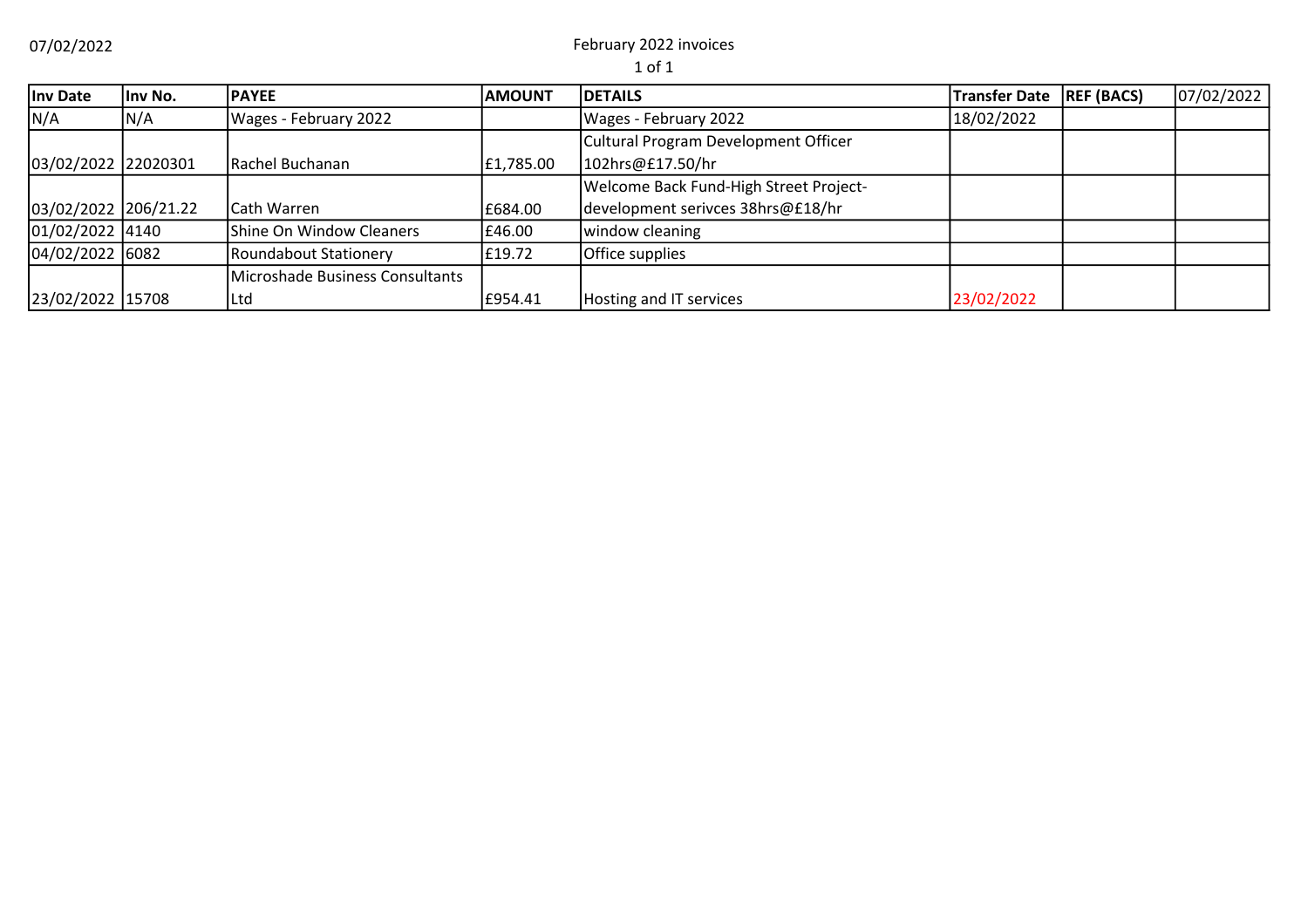07/02/2022

# February 2022 invoices

| Inv Date | Inv No. | PAYEE | AMOUNT | DETAILS | Transfer Date | REF (BACS) | 07/02/2022 |
|---|---|---|---|---|---|---|---|
| N/A | N/A | Wages - February 2022 | | Wages - February 2022 | 18/02/2022 | | |
| 03/02/2022 | 22020301 | Rachel Buchanan | £1,785.00 | Cultural Program Development Officer 102hrs@£17.50/hr | | | |
| 03/02/2022 | 206/21.22 | Cath Warren | £684.00 | Welcome Back Fund-High Street Project- development serivces 38hrs@£18/hr | | | |
| 01/02/2022 | 4140 | Shine On Window Cleaners | £46.00 | window cleaning | | | |
| 04/02/2022 | 6082 | Roundabout Stationery | £19.72 | Office supplies | | | |
| 23/02/2022 | 15708 | Microshade Business Consultants Ltd | £954.41 | Hosting and IT services | 23/02/2022 | | |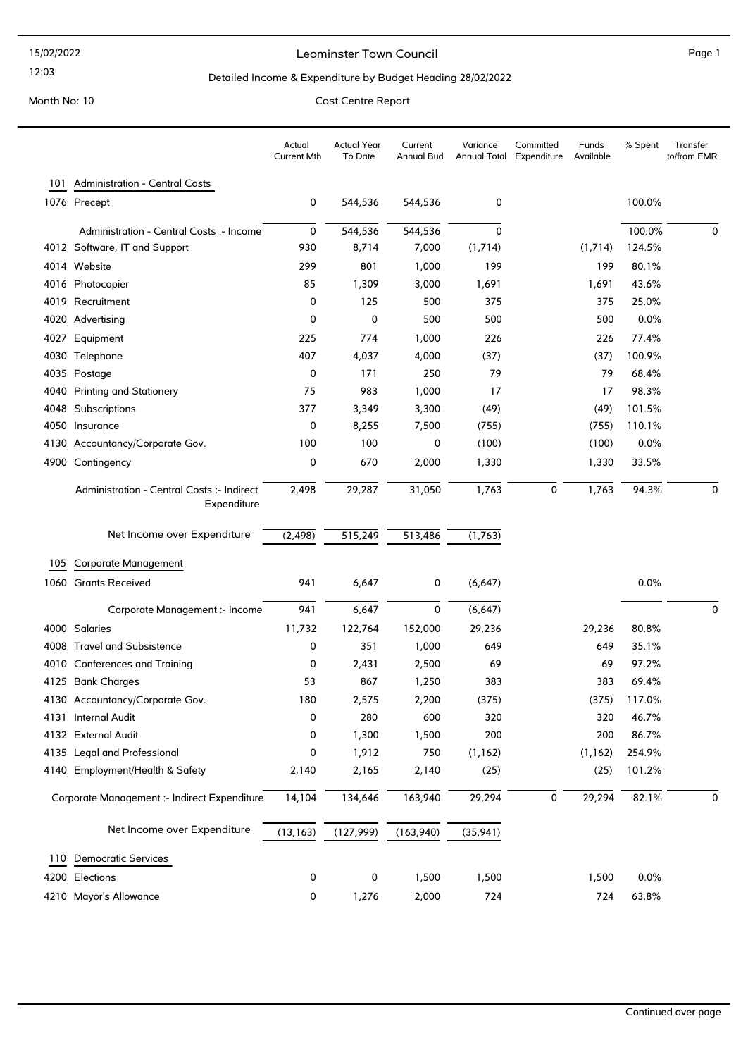15/02/2022

12:03

# Leominster Town Council

## Detailed Income & Expenditure by Budget Heading 28/02/2022

Month No: 10

Cost Centre Report

| | | Actual Current Mth | Actual Year To Date | Current Annual Bud | Variance Annual Total | Committed Expenditure | Funds Available | % Spent | Transfer to/from EMR |
|---|---|---|---|---|---|---|---|---|---|
| **101** | **Administration - Central Costs** | | | | | | | | |
| 1076 | Precept | 0 | 544,536 | 544,536 | 0 | | | 100.0% | |
| | Administration - Central Costs :- Income | 0 | 544,536 | 544,536 | 0 | | | 100.0% | 0 |
| 4012 | Software, IT and Support | 930 | 8,714 | 7,000 | (1,714) | | (1,714) | 124.5% | |
| 4014 | Website | 299 | 801 | 1,000 | 199 | | 199 | 80.1% | |
| 4016 | Photocopier | 85 | 1,309 | 3,000 | 1,691 | | 1,691 | 43.6% | |
| 4019 | Recruitment | 0 | 125 | 500 | 375 | | 375 | 25.0% | |
| 4020 | Advertising | 0 | 0 | 500 | 500 | | 500 | 0.0% | |
| 4027 | Equipment | 225 | 774 | 1,000 | 226 | | 226 | 77.4% | |
| 4030 | Telephone | 407 | 4,037 | 4,000 | (37) | | (37) | 100.9% | |
| 4035 | Postage | 0 | 171 | 250 | 79 | | 79 | 68.4% | |
| 4040 | Printing and Stationery | 75 | 983 | 1,000 | 17 | | 17 | 98.3% | |
| 4048 | Subscriptions | 377 | 3,349 | 3,300 | (49) | | (49) | 101.5% | |
| 4050 | Insurance | 0 | 8,255 | 7,500 | (755) | | (755) | 110.1% | |
| 4130 | Accountancy/Corporate Gov. | 100 | 100 | 0 | (100) | | (100) | 0.0% | |
| 4900 | Contingency | 0 | 670 | 2,000 | 1,330 | | 1,330 | 33.5% | |
| | Administration - Central Costs :- Indirect Expenditure | 2,498 | 29,287 | 31,050 | 1,763 | 0 | 1,763 | 94.3% | 0 |
| | Net Income over Expenditure | (2,498) | 515,249 | 513,486 | (1,763) | | | | |
| **105** | **Corporate Management** | | | | | | | | |
| 1060 | Grants Received | 941 | 6,647 | 0 | (6,647) | | | 0.0% | |
| | Corporate Management :- Income | 941 | 6,647 | 0 | (6,647) | | | | 0 |
| 4000 | Salaries | 11,732 | 122,764 | 152,000 | 29,236 | | 29,236 | 80.8% | |
| 4008 | Travel and Subsistence | 0 | 351 | 1,000 | 649 | | 649 | 35.1% | |
| 4010 | Conferences and Training | 0 | 2,431 | 2,500 | 69 | | 69 | 97.2% | |
| 4125 | Bank Charges | 53 | 867 | 1,250 | 383 | | 383 | 69.4% | |
| 4130 | Accountancy/Corporate Gov. | 180 | 2,575 | 2,200 | (375) | | (375) | 117.0% | |
| 4131 | Internal Audit | 0 | 280 | 600 | 320 | | 320 | 46.7% | |
| 4132 | External Audit | 0 | 1,300 | 1,500 | 200 | | 200 | 86.7% | |
| 4135 | Legal and Professional | 0 | 1,912 | 750 | (1,162) | | (1,162) | 254.9% | |
| 4140 | Employment/Health & Safety | 2,140 | 2,165 | 2,140 | (25) | | (25) | 101.2% | |
| | Corporate Management :- Indirect Expenditure | 14,104 | 134,646 | 163,940 | 29,294 | 0 | 29,294 | 82.1% | 0 |
| | Net Income over Expenditure | (13,163) | (127,999) | (163,940) | (35,941) | | | | |
| **110** | **Democratic Services** | | | | | | | | |
| 4200 | Elections | 0 | 0 | 1,500 | 1,500 | | 1,500 | 0.0% | |
| 4210 | Mayor's Allowance | 0 | 1,276 | 2,000 | 724 | | 724 | 63.8% | |

Continued over page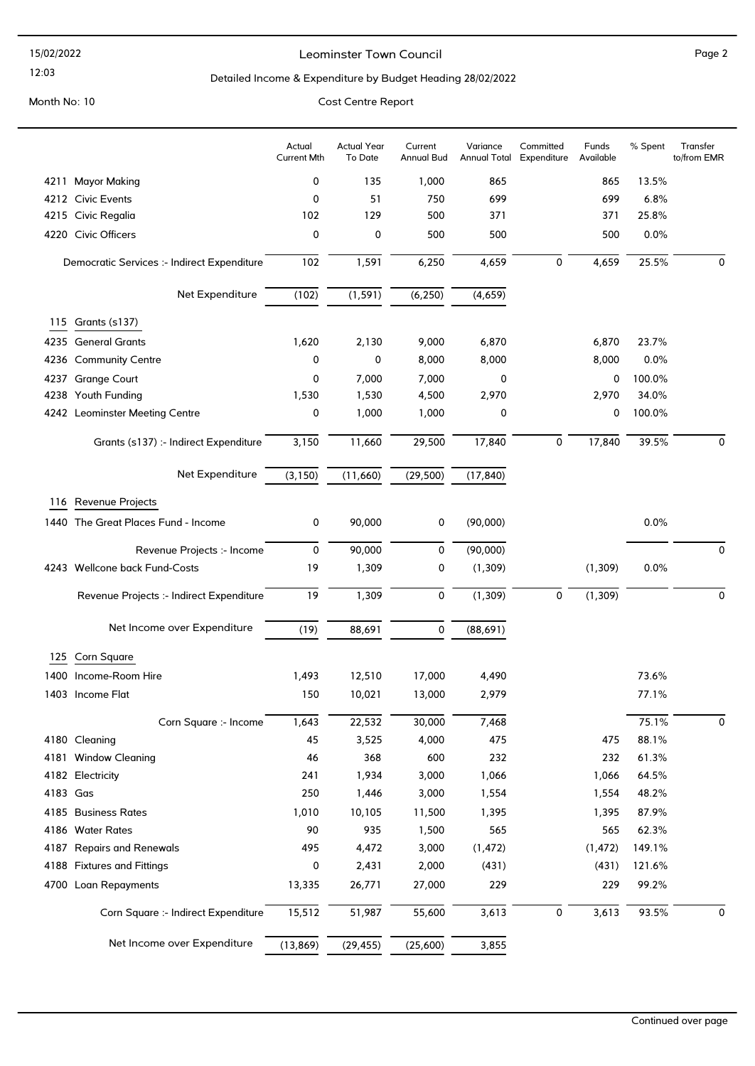Leominster Town Council

Detailed Income & Expenditure by Budget Heading 28/02/2022

Month No: 10

Cost Centre Report

| | Actual Current Mth | Actual Year To Date | Current Annual Bud | Variance Annual Total | Committed Expenditure | Funds Available | % Spent | Transfer to/from EMR |
|---|---|---|---|---|---|---|---|---|
| 4211 Mayor Making | 0 | 135 | 1,000 | 865 | | 865 | 13.5% | |
| 4212 Civic Events | 0 | 51 | 750 | 699 | | 699 | 6.8% | |
| 4215 Civic Regalia | 102 | 129 | 500 | 371 | | 371 | 25.8% | |
| 4220 Civic Officers | 0 | 0 | 500 | 500 | | 500 | 0.0% | |
| Democratic Services :- Indirect Expenditure | 102 | 1,591 | 6,250 | 4,659 | 0 | 4,659 | 25.5% | 0 |
| Net Expenditure | (102) | (1,591) | (6,250) | (4,659) | | | | |
| **115 Grants (s137)** | | | | | | | | |
| 4235 General Grants | 1,620 | 2,130 | 9,000 | 6,870 | | 6,870 | 23.7% | |
| 4236 Community Centre | 0 | 0 | 8,000 | 8,000 | | 8,000 | 0.0% | |
| 4237 Grange Court | 0 | 7,000 | 7,000 | 0 | | 0 | 100.0% | |
| 4238 Youth Funding | 1,530 | 1,530 | 4,500 | 2,970 | | 2,970 | 34.0% | |
| 4242 Leominster Meeting Centre | 0 | 1,000 | 1,000 | 0 | | 0 | 100.0% | |
| Grants (s137) :- Indirect Expenditure | 3,150 | 11,660 | 29,500 | 17,840 | 0 | 17,840 | 39.5% | 0 |
| Net Expenditure | (3,150) | (11,660) | (29,500) | (17,840) | | | | |
| **116 Revenue Projects** | | | | | | | | |
| 1440 The Great Places Fund - Income | 0 | 90,000 | 0 | (90,000) | | | 0.0% | |
| Revenue Projects :- Income | 0 | 90,000 | 0 | (90,000) | | | | 0 |
| 4243 Wellcone back Fund-Costs | 19 | 1,309 | 0 | (1,309) | | (1,309) | 0.0% | |
| Revenue Projects :- Indirect Expenditure | 19 | 1,309 | 0 | (1,309) | 0 | (1,309) | | 0 |
| Net Income over Expenditure | (19) | 88,691 | 0 | (88,691) | | | | |
| **125 Corn Square** | | | | | | | | |
| 1400 Income-Room Hire | 1,493 | 12,510 | 17,000 | 4,490 | | | 73.6% | |
| 1403 Income Flat | 150 | 10,021 | 13,000 | 2,979 | | | 77.1% | |
| Corn Square :- Income | 1,643 | 22,532 | 30,000 | 7,468 | | | 75.1% | 0 |
| 4180 Cleaning | 45 | 3,525 | 4,000 | 475 | | 475 | 88.1% | |
| 4181 Window Cleaning | 46 | 368 | 600 | 232 | | 232 | 61.3% | |
| 4182 Electricity | 241 | 1,934 | 3,000 | 1,066 | | 1,066 | 64.5% | |
| 4183 Gas | 250 | 1,446 | 3,000 | 1,554 | | 1,554 | 48.2% | |
| 4185 Business Rates | 1,010 | 10,105 | 11,500 | 1,395 | | 1,395 | 87.9% | |
| 4186 Water Rates | 90 | 935 | 1,500 | 565 | | 565 | 62.3% | |
| 4187 Repairs and Renewals | 495 | 4,472 | 3,000 | (1,472) | | (1,472) | 149.1% | |
| 4188 Fixtures and Fittings | 0 | 2,431 | 2,000 | (431) | | (431) | 121.6% | |
| 4700 Loan Repayments | 13,335 | 26,771 | 27,000 | 229 | | 229 | 99.2% | |
| Corn Square :- Indirect Expenditure | 15,512 | 51,987 | 55,600 | 3,613 | 0 | 3,613 | 93.5% | 0 |
| Net Income over Expenditure | (13,869) | (29,455) | (25,600) | 3,855 | | | | |

Continued over page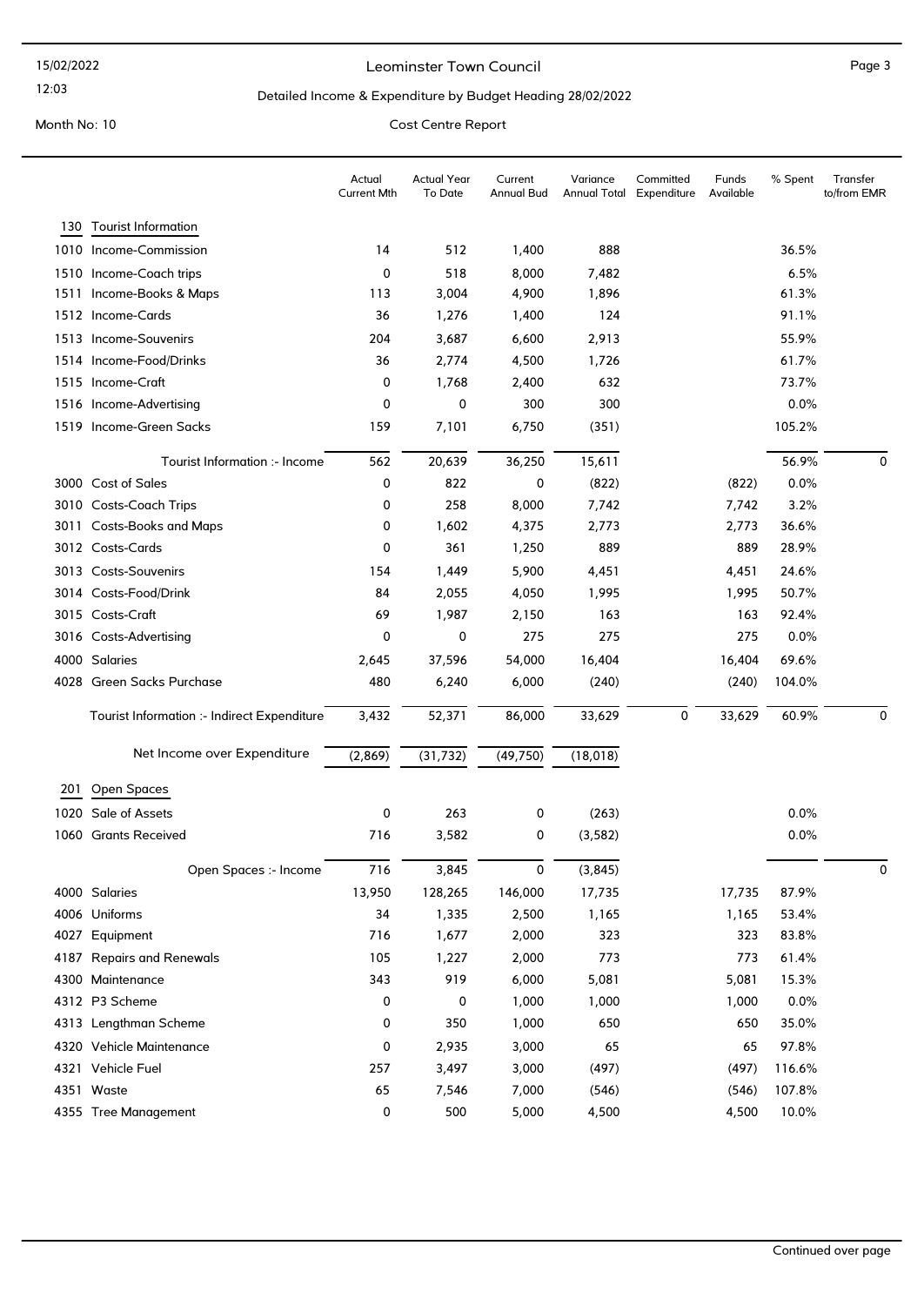Leominster Town Council

Detailed Income & Expenditure by Budget Heading 28/02/2022

Month No: 10

Cost Centre Report

| | | Actual Current Mth | Actual Year To Date | Current Annual Bud | Variance Annual Total | Committed Expenditure | Funds Available | % Spent | Transfer to/from EMR |
|---|---|---|---|---|---|---|---|---|---|
| **130** | **Tourist Information** | | | | | | | | |
| 1010 | Income-Commission | 14 | 512 | 1,400 | 888 | | | 36.5% | |
| 1510 | Income-Coach trips | 0 | 518 | 8,000 | 7,482 | | | 6.5% | |
| 1511 | Income-Books & Maps | 113 | 3,004 | 4,900 | 1,896 | | | 61.3% | |
| 1512 | Income-Cards | 36 | 1,276 | 1,400 | 124 | | | 91.1% | |
| 1513 | Income-Souvenirs | 204 | 3,687 | 6,600 | 2,913 | | | 55.9% | |
| 1514 | Income-Food/Drinks | 36 | 2,774 | 4,500 | 1,726 | | | 61.7% | |
| 1515 | Income-Craft | 0 | 1,768 | 2,400 | 632 | | | 73.7% | |
| 1516 | Income-Advertising | 0 | 0 | 300 | 300 | | | 0.0% | |
| 1519 | Income-Green Sacks | 159 | 7,101 | 6,750 | (351) | | | 105.2% | |
| | Tourist Information :- Income | 562 | 20,639 | 36,250 | 15,611 | | | 56.9% | 0 |
| 3000 | Cost of Sales | 0 | 822 | 0 | (822) | | (822) | 0.0% | |
| 3010 | Costs-Coach Trips | 0 | 258 | 8,000 | 7,742 | | 7,742 | 3.2% | |
| 3011 | Costs-Books and Maps | 0 | 1,602 | 4,375 | 2,773 | | 2,773 | 36.6% | |
| 3012 | Costs-Cards | 0 | 361 | 1,250 | 889 | | 889 | 28.9% | |
| 3013 | Costs-Souvenirs | 154 | 1,449 | 5,900 | 4,451 | | 4,451 | 24.6% | |
| 3014 | Costs-Food/Drink | 84 | 2,055 | 4,050 | 1,995 | | 1,995 | 50.7% | |
| 3015 | Costs-Craft | 69 | 1,987 | 2,150 | 163 | | 163 | 92.4% | |
| 3016 | Costs-Advertising | 0 | 0 | 275 | 275 | | 275 | 0.0% | |
| 4000 | Salaries | 2,645 | 37,596 | 54,000 | 16,404 | | 16,404 | 69.6% | |
| 4028 | Green Sacks Purchase | 480 | 6,240 | 6,000 | (240) | | (240) | 104.0% | |
| | Tourist Information :- Indirect Expenditure | 3,432 | 52,371 | 86,000 | 33,629 | 0 | 33,629 | 60.9% | 0 |
| | Net Income over Expenditure | (2,869) | (31,732) | (49,750) | (18,018) | | | | |
| **201** | **Open Spaces** | | | | | | | | |
| 1020 | Sale of Assets | 0 | 263 | 0 | (263) | | | 0.0% | |
| 1060 | Grants Received | 716 | 3,582 | 0 | (3,582) | | | 0.0% | |
| | Open Spaces :- Income | 716 | 3,845 | 0 | (3,845) | | | | 0 |
| 4000 | Salaries | 13,950 | 128,265 | 146,000 | 17,735 | | 17,735 | 87.9% | |
| 4006 | Uniforms | 34 | 1,335 | 2,500 | 1,165 | | 1,165 | 53.4% | |
| 4027 | Equipment | 716 | 1,677 | 2,000 | 323 | | 323 | 83.8% | |
| 4187 | Repairs and Renewals | 105 | 1,227 | 2,000 | 773 | | 773 | 61.4% | |
| 4300 | Maintenance | 343 | 919 | 6,000 | 5,081 | | 5,081 | 15.3% | |
| 4312 | P3 Scheme | 0 | 0 | 1,000 | 1,000 | | 1,000 | 0.0% | |
| 4313 | Lengthman Scheme | 0 | 350 | 1,000 | 650 | | 650 | 35.0% | |
| 4320 | Vehicle Maintenance | 0 | 2,935 | 3,000 | 65 | | 65 | 97.8% | |
| 4321 | Vehicle Fuel | 257 | 3,497 | 3,000 | (497) | | (497) | 116.6% | |
| 4351 | Waste | 65 | 7,546 | 7,000 | (546) | | (546) | 107.8% | |
| 4355 | Tree Management | 0 | 500 | 5,000 | 4,500 | | 4,500 | 10.0% | |

Continued over page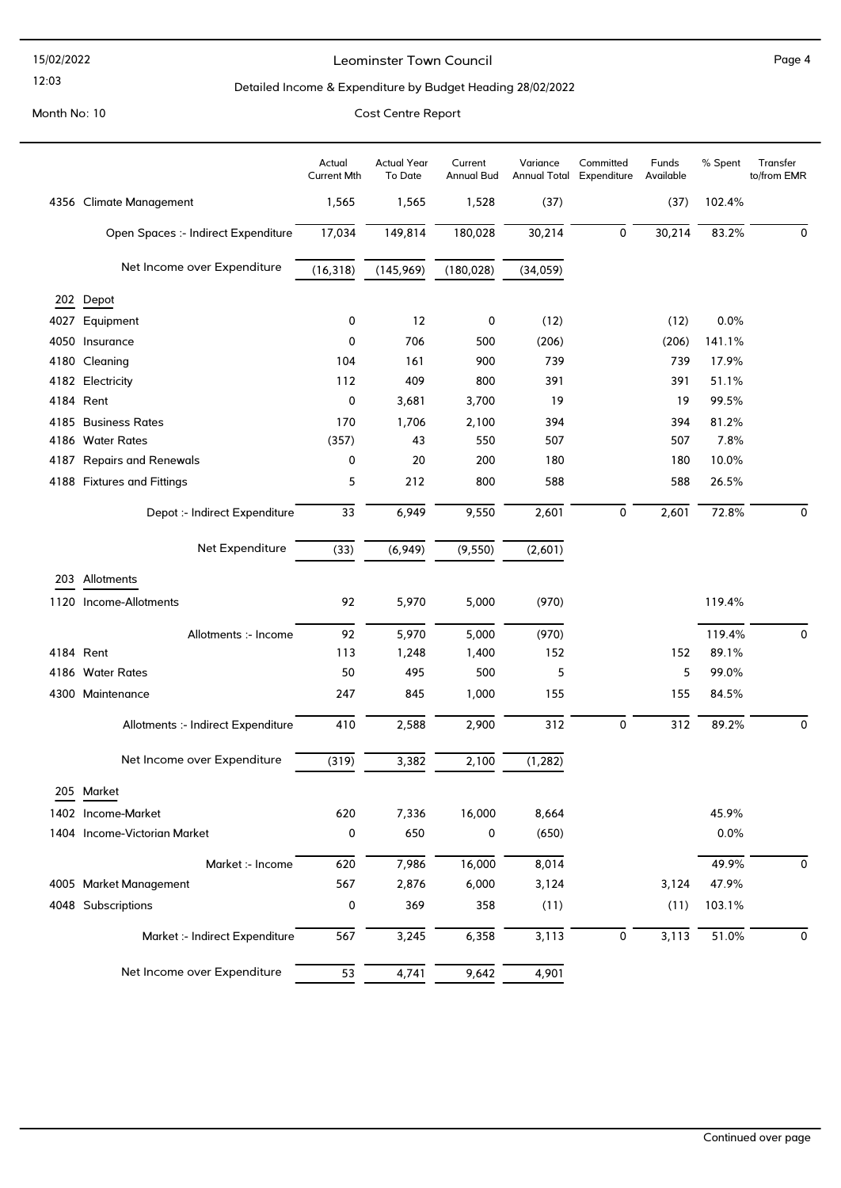# Leominster Town Council

## Detailed Income & Expenditure by Budget Heading 28/02/2022

Month No: 10

Cost Centre Report

| | | Actual Current Mth | Actual Year To Date | Current Annual Bud | Variance Annual Total | Committed Expenditure | Funds Available | % Spent | Transfer to/from EMR |
|---|---|---|---|---|---|---|---|---|---|
| 4356 | Climate Management | 1,565 | 1,565 | 1,528 | (37) | | (37) | 102.4% | |
| | Open Spaces :- Indirect Expenditure | 17,034 | 149,814 | 180,028 | 30,214 | 0 | 30,214 | 83.2% | 0 |
| | Net Income over Expenditure | (16,318) | (145,969) | (180,028) | (34,059) | | | | |
| **202** | **Depot** | | | | | | | | |
| 4027 | Equipment | 0 | 12 | 0 | (12) | | (12) | 0.0% | |
| 4050 | Insurance | 0 | 706 | 500 | (206) | | (206) | 141.1% | |
| 4180 | Cleaning | 104 | 161 | 900 | 739 | | 739 | 17.9% | |
| 4182 | Electricity | 112 | 409 | 800 | 391 | | 391 | 51.1% | |
| 4184 | Rent | 0 | 3,681 | 3,700 | 19 | | 19 | 99.5% | |
| 4185 | Business Rates | 170 | 1,706 | 2,100 | 394 | | 394 | 81.2% | |
| 4186 | Water Rates | (357) | 43 | 550 | 507 | | 507 | 7.8% | |
| 4187 | Repairs and Renewals | 0 | 20 | 200 | 180 | | 180 | 10.0% | |
| 4188 | Fixtures and Fittings | 5 | 212 | 800 | 588 | | 588 | 26.5% | |
| | Depot :- Indirect Expenditure | 33 | 6,949 | 9,550 | 2,601 | 0 | 2,601 | 72.8% | 0 |
| | Net Expenditure | (33) | (6,949) | (9,550) | (2,601) | | | | |
| **203** | **Allotments** | | | | | | | | |
| 1120 | Income-Allotments | 92 | 5,970 | 5,000 | (970) | | | 119.4% | |
| | Allotments :- Income | 92 | 5,970 | 5,000 | (970) | | | 119.4% | 0 |
| 4184 | Rent | 113 | 1,248 | 1,400 | 152 | | 152 | 89.1% | |
| 4186 | Water Rates | 50 | 495 | 500 | 5 | | 5 | 99.0% | |
| 4300 | Maintenance | 247 | 845 | 1,000 | 155 | | 155 | 84.5% | |
| | Allotments :- Indirect Expenditure | 410 | 2,588 | 2,900 | 312 | 0 | 312 | 89.2% | 0 |
| | Net Income over Expenditure | (319) | 3,382 | 2,100 | (1,282) | | | | |
| **205** | **Market** | | | | | | | | |
| 1402 | Income-Market | 620 | 7,336 | 16,000 | 8,664 | | | 45.9% | |
| 1404 | Income-Victorian Market | 0 | 650 | 0 | (650) | | | 0.0% | |
| | Market :- Income | 620 | 7,986 | 16,000 | 8,014 | | | 49.9% | 0 |
| 4005 | Market Management | 567 | 2,876 | 6,000 | 3,124 | | 3,124 | 47.9% | |
| 4048 | Subscriptions | 0 | 369 | 358 | (11) | | (11) | 103.1% | |
| | Market :- Indirect Expenditure | 567 | 3,245 | 6,358 | 3,113 | 0 | 3,113 | 51.0% | 0 |
| | Net Income over Expenditure | 53 | 4,741 | 9,642 | 4,901 | | | | |

Continued over page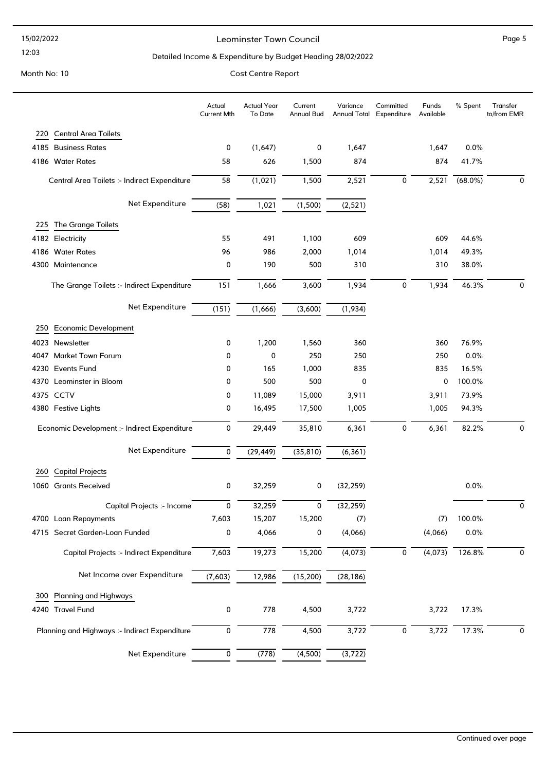Leominster Town Council

Detailed Income & Expenditure by Budget Heading 28/02/2022

Month No: 10

Cost Centre Report

| | Actual Current Mth | Actual Year To Date | Current Annual Bud | Variance Annual Total | Committed Expenditure | Funds Available | % Spent | Transfer to/from EMR |
|---|---|---|---|---|---|---|---|---|
| **220 Central Area Toilets** | | | | | | | | |
| 4185 Business Rates | 0 | (1,647) | 0 | 1,647 | | 1,647 | 0.0% | |
| 4186 Water Rates | 58 | 626 | 1,500 | 874 | | 874 | 41.7% | |
| Central Area Toilets :- Indirect Expenditure | 58 | (1,021) | 1,500 | 2,521 | 0 | 2,521 | (68.0%) | 0 |
| Net Expenditure | (58) | 1,021 | (1,500) | (2,521) | | | | |
| **225 The Grange Toilets** | | | | | | | | |
| 4182 Electricity | 55 | 491 | 1,100 | 609 | | 609 | 44.6% | |
| 4186 Water Rates | 96 | 986 | 2,000 | 1,014 | | 1,014 | 49.3% | |
| 4300 Maintenance | 0 | 190 | 500 | 310 | | 310 | 38.0% | |
| The Grange Toilets :- Indirect Expenditure | 151 | 1,666 | 3,600 | 1,934 | 0 | 1,934 | 46.3% | 0 |
| Net Expenditure | (151) | (1,666) | (3,600) | (1,934) | | | | |
| **250 Economic Development** | | | | | | | | |
| 4023 Newsletter | 0 | 1,200 | 1,560 | 360 | | 360 | 76.9% | |
| 4047 Market Town Forum | 0 | 0 | 250 | 250 | | 250 | 0.0% | |
| 4230 Events Fund | 0 | 165 | 1,000 | 835 | | 835 | 16.5% | |
| 4370 Leominster in Bloom | 0 | 500 | 500 | 0 | | 0 | 100.0% | |
| 4375 CCTV | 0 | 11,089 | 15,000 | 3,911 | | 3,911 | 73.9% | |
| 4380 Festive Lights | 0 | 16,495 | 17,500 | 1,005 | | 1,005 | 94.3% | |
| Economic Development :- Indirect Expenditure | 0 | 29,449 | 35,810 | 6,361 | 0 | 6,361 | 82.2% | 0 |
| Net Expenditure | 0 | (29,449) | (35,810) | (6,361) | | | | |
| **260 Capital Projects** | | | | | | | | |
| 1060 Grants Received | 0 | 32,259 | 0 | (32,259) | | | 0.0% | |
| Capital Projects :- Income | 0 | 32,259 | 0 | (32,259) | | | | 0 |
| 4700 Loan Repayments | 7,603 | 15,207 | 15,200 | (7) | | (7) | 100.0% | |
| 4715 Secret Garden-Loan Funded | 0 | 4,066 | 0 | (4,066) | | (4,066) | 0.0% | |
| Capital Projects :- Indirect Expenditure | 7,603 | 19,273 | 15,200 | (4,073) | 0 | (4,073) | 126.8% | 0 |
| Net Income over Expenditure | (7,603) | 12,986 | (15,200) | (28,186) | | | | |
| **300 Planning and Highways** | | | | | | | | |
| 4240 Travel Fund | 0 | 778 | 4,500 | 3,722 | | 3,722 | 17.3% | |
| Planning and Highways :- Indirect Expenditure | 0 | 778 | 4,500 | 3,722 | 0 | 3,722 | 17.3% | 0 |
| Net Expenditure | 0 | (778) | (4,500) | (3,722) | | | | |

Continued over page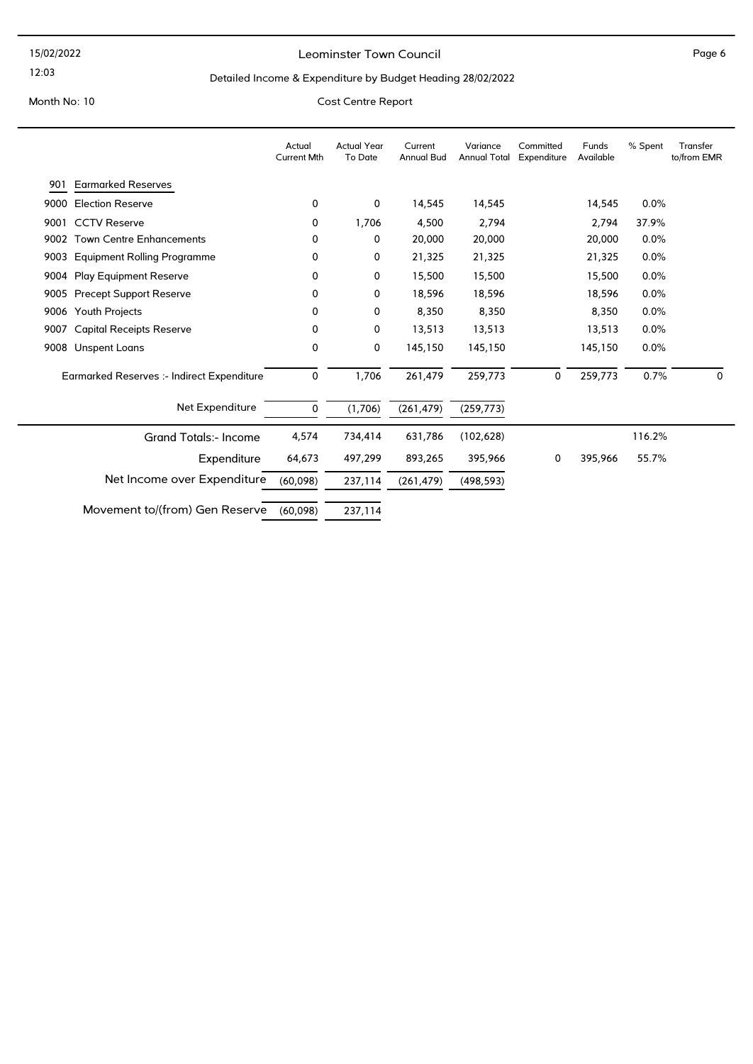# Leominster Town Council

## Detailed Income & Expenditure by Budget Heading 28/02/2022

Month No: 10

Cost Centre Report

| | Actual Current Mth | Actual Year To Date | Current Annual Bud | Variance Annual Total | Committed Expenditure | Funds Available | % Spent | Transfer to/from EMR |
|---|---|---|---|---|---|---|---|---|
| **901 Earmarked Reserves** | | | | | | | | |
| 9000 Election Reserve | 0 | 0 | 14,545 | 14,545 | | 14,545 | 0.0% | |
| 9001 CCTV Reserve | 0 | 1,706 | 4,500 | 2,794 | | 2,794 | 37.9% | |
| 9002 Town Centre Enhancements | 0 | 0 | 20,000 | 20,000 | | 20,000 | 0.0% | |
| 9003 Equipment Rolling Programme | 0 | 0 | 21,325 | 21,325 | | 21,325 | 0.0% | |
| 9004 Play Equipment Reserve | 0 | 0 | 15,500 | 15,500 | | 15,500 | 0.0% | |
| 9005 Precept Support Reserve | 0 | 0 | 18,596 | 18,596 | | 18,596 | 0.0% | |
| 9006 Youth Projects | 0 | 0 | 8,350 | 8,350 | | 8,350 | 0.0% | |
| 9007 Capital Receipts Reserve | 0 | 0 | 13,513 | 13,513 | | 13,513 | 0.0% | |
| 9008 Unspent Loans | 0 | 0 | 145,150 | 145,150 | | 145,150 | 0.0% | |
| Earmarked Reserves :- Indirect Expenditure | 0 | 1,706 | 261,479 | 259,773 | 0 | 259,773 | 0.7% | 0 |
| Net Expenditure | 0 | (1,706) | (261,479) | (259,773) | | | | |
| Grand Totals:- Income | 4,574 | 734,414 | 631,786 | (102,628) | | | 116.2% | |
| Expenditure | 64,673 | 497,299 | 893,265 | 395,966 | 0 | 395,966 | 55.7% | |
| Net Income over Expenditure | (60,098) | 237,114 | (261,479) | (498,593) | | | | |
| Movement to/(from) Gen Reserve | (60,098) | 237,114 | | | | | | |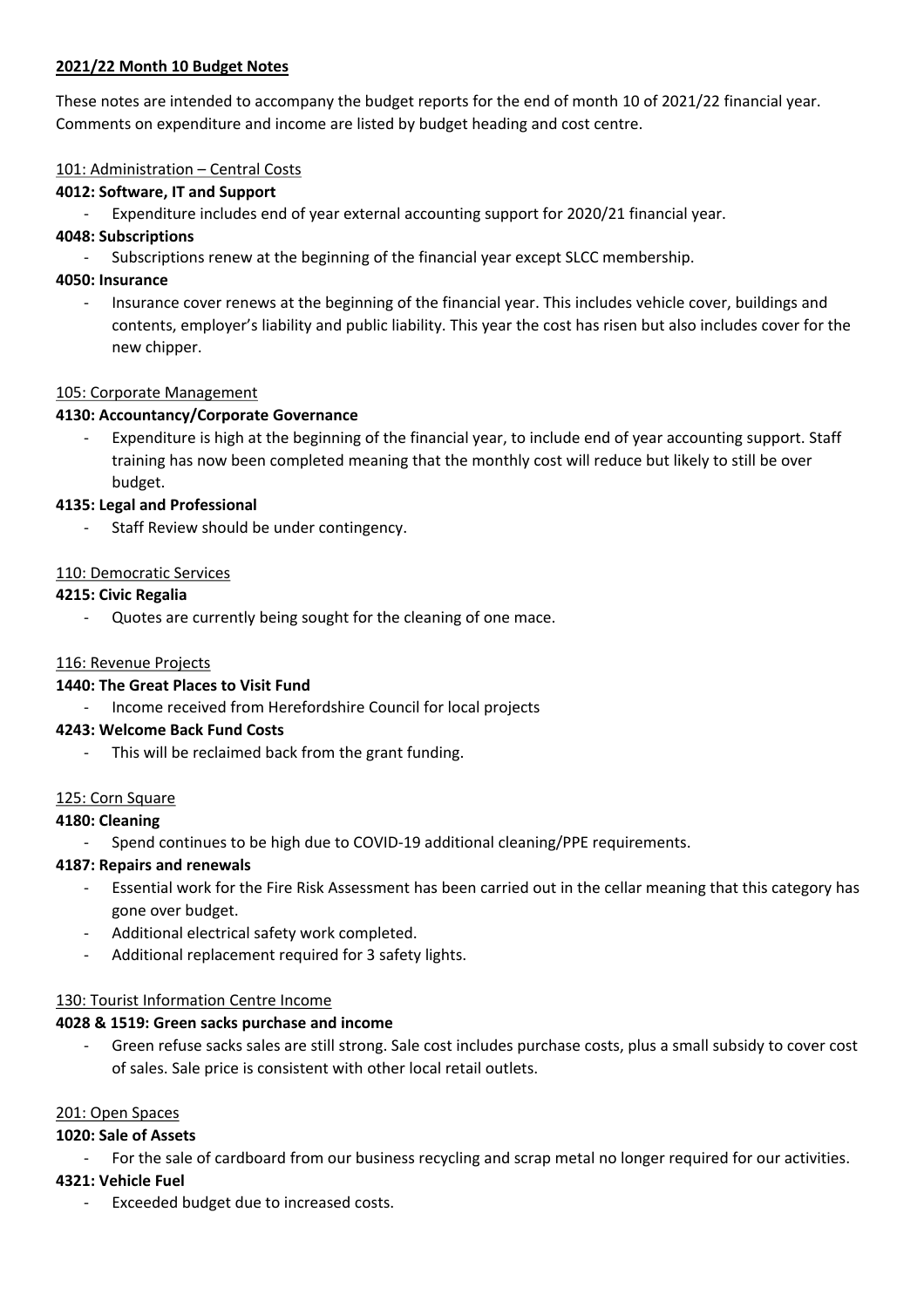## 2021/22 Month 10 Budget Notes

These notes are intended to accompany the budget reports for the end of month 10 of 2021/22 financial year. Comments on expenditure and income are listed by budget heading and cost centre.

### 101: Administration – Central Costs

**4012: Software, IT and Support**

- Expenditure includes end of year external accounting support for 2020/21 financial year.

**4048: Subscriptions**

- Subscriptions renew at the beginning of the financial year except SLCC membership.

**4050: Insurance**

- Insurance cover renews at the beginning of the financial year. This includes vehicle cover, buildings and contents, employer's liability and public liability. This year the cost has risen but also includes cover for the new chipper.

### 105: Corporate Management

**4130: Accountancy/Corporate Governance**

- Expenditure is high at the beginning of the financial year, to include end of year accounting support. Staff training has now been completed meaning that the monthly cost will reduce but likely to still be over budget.

**4135: Legal and Professional**

- Staff Review should be under contingency.

### 110: Democratic Services

**4215: Civic Regalia**

- Quotes are currently being sought for the cleaning of one mace.

### 116: Revenue Projects

**1440: The Great Places to Visit Fund**

- Income received from Herefordshire Council for local projects

**4243: Welcome Back Fund Costs**

- This will be reclaimed back from the grant funding.

### 125: Corn Square

**4180: Cleaning**

- Spend continues to be high due to COVID-19 additional cleaning/PPE requirements.

**4187: Repairs and renewals**

- Essential work for the Fire Risk Assessment has been carried out in the cellar meaning that this category has gone over budget.
- Additional electrical safety work completed.
- Additional replacement required for 3 safety lights.

### 130: Tourist Information Centre Income

**4028 & 1519: Green sacks purchase and income**

- Green refuse sacks sales are still strong. Sale cost includes purchase costs, plus a small subsidy to cover cost of sales. Sale price is consistent with other local retail outlets.

### 201: Open Spaces

**1020: Sale of Assets**

- For the sale of cardboard from our business recycling and scrap metal no longer required for our activities.

**4321: Vehicle Fuel**

- Exceeded budget due to increased costs.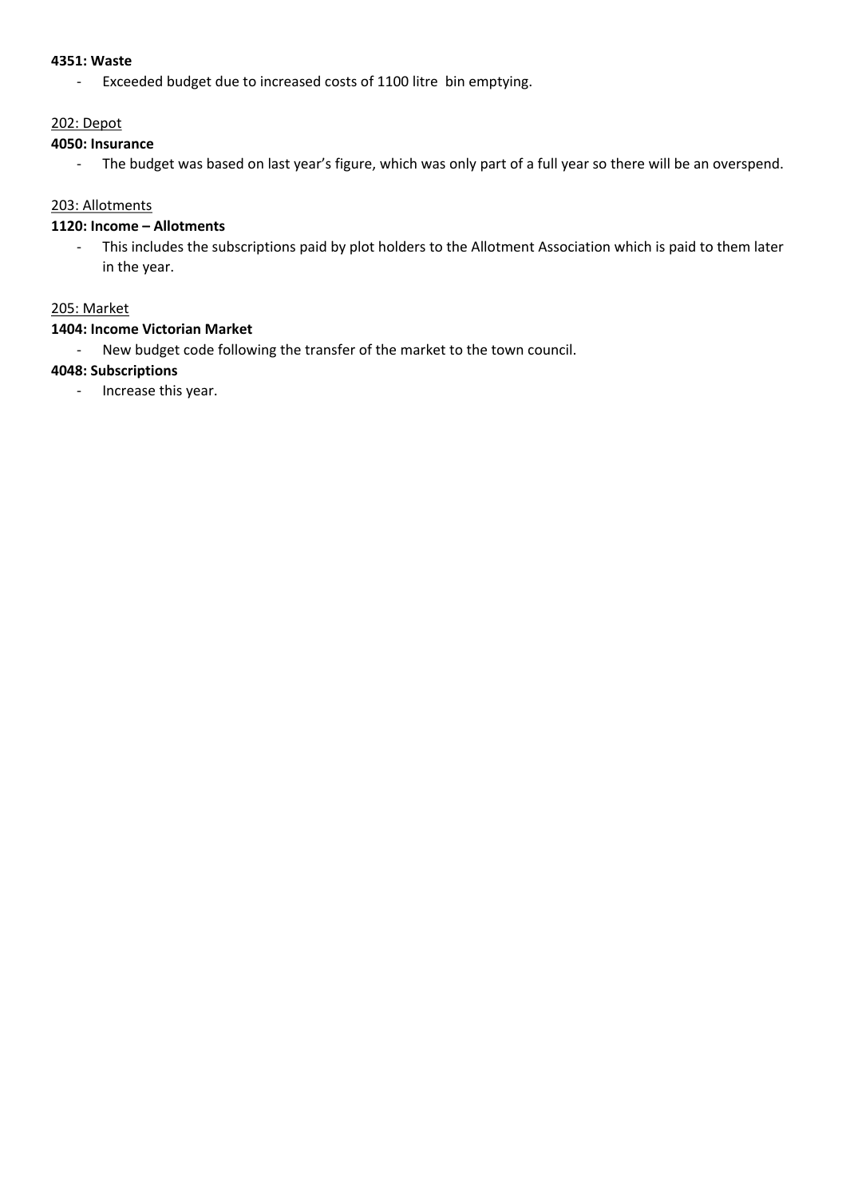**4351: Waste**

- Exceeded budget due to increased costs of 1100 litre bin emptying.

202: Depot

**4050: Insurance**

- The budget was based on last year's figure, which was only part of a full year so there will be an overspend.

203: Allotments

**1120: Income – Allotments**

- This includes the subscriptions paid by plot holders to the Allotment Association which is paid to them later in the year.

205: Market

**1404: Income Victorian Market**

- New budget code following the transfer of the market to the town council.

**4048: Subscriptions**

- Increase this year.